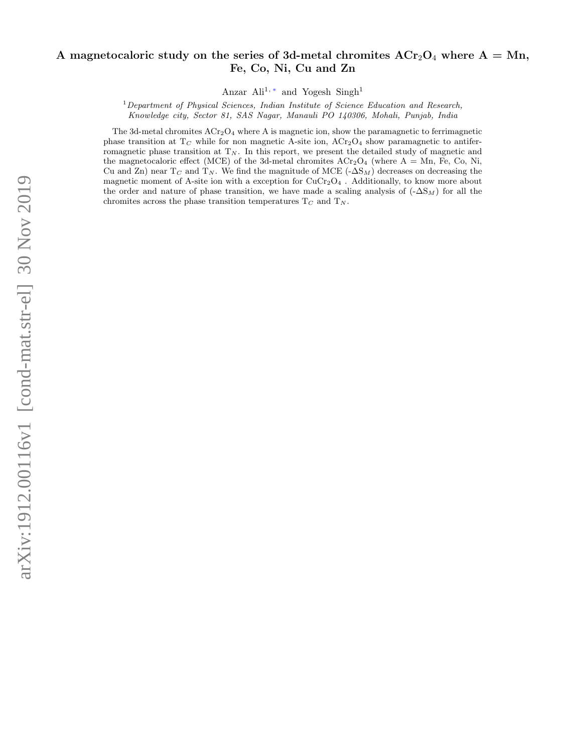# A magnetocaloric study on the series of 3d-metal chromites $ACr_2O_4$ where A = Mn, Fe, Co, Ni, Cu and Zn

Anzar Ali[1,*] and Yogesh Singh[1]

[1] *Department of Physical Sciences, Indian Institute of Science Education and Research, Knowledge city, Sector 81, SAS Nagar, Manauli PO 140306, Mohali, Punjab, India*

The 3d-metal chromites $ACr_2O_4$ where A is magnetic ion, show the paramagnetic to ferrimagnetic phase transition at $T_C$ while for non magnetic A-site ion, $ACr_2O_4$ show paramagnetic to antiferromagnetic phase transition at $T_N$. In this report, we present the detailed study of magnetic and the magnetocaloric effect (MCE) of the 3d-metal chromites $ACr_2O_4$ (where A = Mn, Fe, Co, Ni, Cu and Zn) near $T_C$ and $T_N$. We find the magnitude of MCE ($-\Delta S_M$) decreases on decreasing the magnetic moment of A-site ion with a exception for $CuCr_2O_4$ . Additionally, to know more about the order and nature of phase transition, we have made a scaling analysis of ($-\Delta S_M$) for all the chromites across the phase transition temperatures $T_C$ and $T_N$.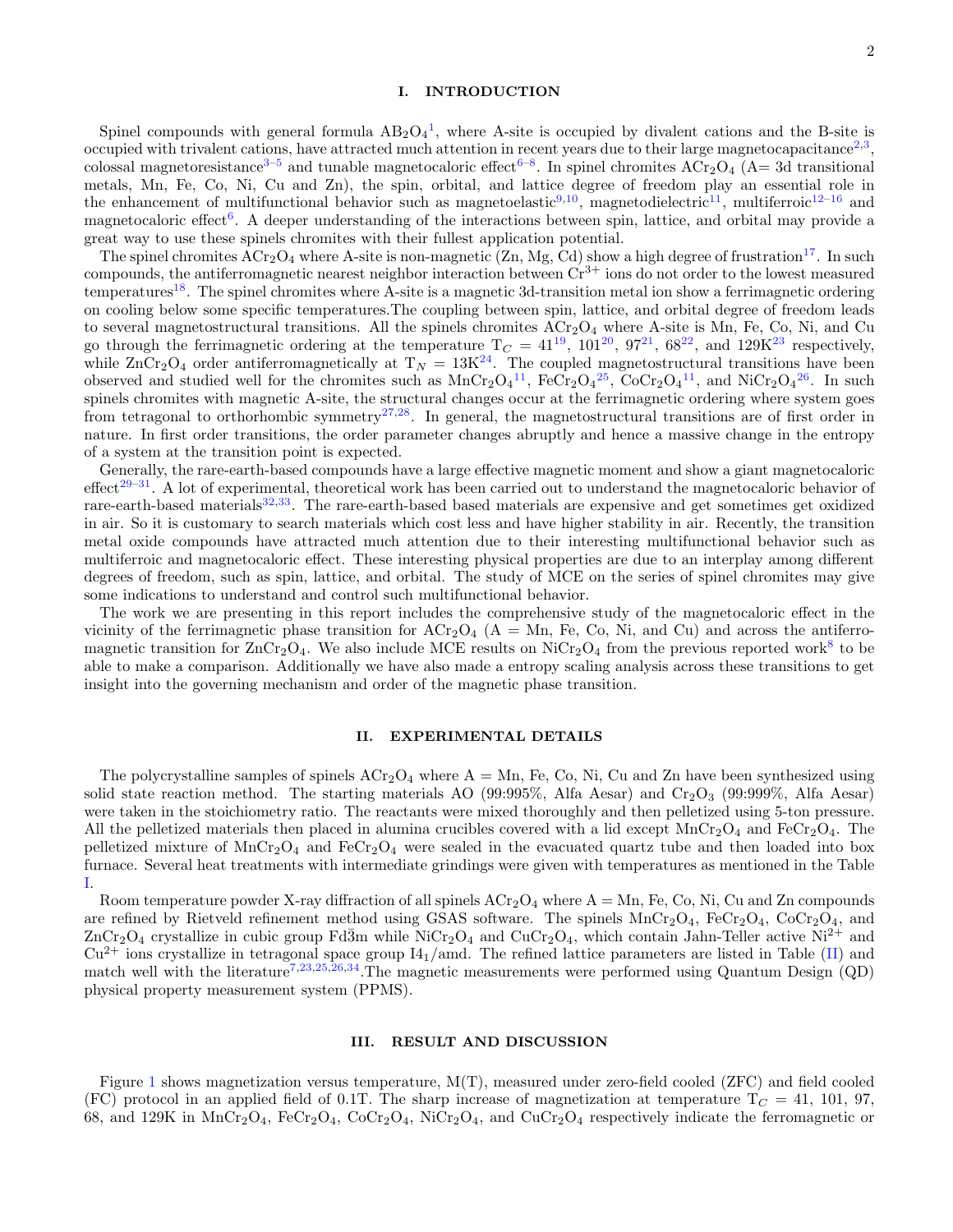## I. INTRODUCTION

Spinel compounds with general formula $AB_2O_4$[1], where A-site is occupied by divalent cations and the B-site is occupied with trivalent cations, have attracted much attention in recent years due to their large magnetocapacitance[2,3], colossal magnetoresistance[3–5] and tunable magnetocaloric effect[6–8]. In spinel chromites $ACr_2O_4$ (A= 3d transitional metals, Mn, Fe, Co, Ni, Cu and Zn), the spin, orbital, and lattice degree of freedom play an essential role in the enhancement of multifunctional behavior such as magnetoelastic[9,10], magnetodielectric[11], multiferroic[12–16] and magnetocaloric effect[6]. A deeper understanding of the interactions between spin, lattice, and orbital may provide a great way to use these spinels chromites with their fullest application potential.

The spinel chromites $ACr_2O_4$ where A-site is non-magnetic (Zn, Mg, Cd) show a high degree of frustration[17]. In such compounds, the antiferromagnetic nearest neighbor interaction between $Cr^{3+}$ ions do not order to the lowest measured temperatures[18]. The spinel chromites where A-site is a magnetic 3d-transition metal ion show a ferrimagnetic ordering on cooling below some specific temperatures.The coupling between spin, lattice, and orbital degree of freedom leads to several magnetostructural transitions. All the spinels chromites $ACr_2O_4$ where A-site is Mn, Fe, Co, Ni, and Cu go through the ferrimagnetic ordering at the temperature $T_C$ = 41[19], 101[20], 97[21], 68[22], and 129K[23] respectively, while $ZnCr_2O_4$ order antiferromagnetically at $T_N$ = 13K[24]. The coupled magnetostructural transitions have been observed and studied well for the chromites such as $MnCr_2O_4$[11], $FeCr_2O_4$[25], $CoCr_2O_4$[11], and $NiCr_2O_4$[26]. In such spinels chromites with magnetic A-site, the structural changes occur at the ferrimagnetic ordering where system goes from tetragonal to orthorhombic symmetry[27,28]. In general, the magnetostructural transitions are of first order in nature. In first order transitions, the order parameter changes abruptly and hence a massive change in the entropy of a system at the transition point is expected.

Generally, the rare-earth-based compounds have a large effective magnetic moment and show a giant magnetocaloric effect[29–31]. A lot of experimental, theoretical work has been carried out to understand the magnetocaloric behavior of rare-earth-based materials[32,33]. The rare-earth-based based materials are expensive and get sometimes get oxidized in air. So it is customary to search materials which cost less and have higher stability in air. Recently, the transition metal oxide compounds have attracted much attention due to their interesting multifunctional behavior such as multiferroic and magnetocaloric effect. These interesting physical properties are due to an interplay among different degrees of freedom, such as spin, lattice, and orbital. The study of MCE on the series of spinel chromites may give some indications to understand and control such multifunctional behavior.

The work we are presenting in this report includes the comprehensive study of the magnetocaloric effect in the vicinity of the ferrimagnetic phase transition for $ACr_2O_4$ (A = Mn, Fe, Co, Ni, and Cu) and across the antiferromagnetic transition for $ZnCr_2O_4$. We also include MCE results on $NiCr_2O_4$ from the previous reported work[8] to be able to make a comparison. Additionally we have also made a entropy scaling analysis across these transitions to get insight into the governing mechanism and order of the magnetic phase transition.

## II. EXPERIMENTAL DETAILS

The polycrystalline samples of spinels $ACr_2O_4$ where A = Mn, Fe, Co, Ni, Cu and Zn have been synthesized using solid state reaction method. The starting materials AO (99:995%, Alfa Aesar) and $Cr_2O_3$ (99:999%, Alfa Aesar) were taken in the stoichiometry ratio. The reactants were mixed thoroughly and then pelletized using 5-ton pressure. All the pelletized materials then placed in alumina crucibles covered with a lid except $MnCr_2O_4$ and $FeCr_2O_4$. The pelletized mixture of $MnCr_2O_4$ and $FeCr_2O_4$ were sealed in the evacuated quartz tube and then loaded into box furnace. Several heat treatments with intermediate grindings were given with temperatures as mentioned in the Table I.

Room temperature powder X-ray diffraction of all spinels $ACr_2O_4$ where A = Mn, Fe, Co, Ni, Cu and Zn compounds are refined by Rietveld refinement method using GSAS software. The spinels $MnCr_2O_4$, $FeCr_2O_4$, $CoCr_2O_4$, and $ZnCr_2O_4$ crystallize in cubic group $Fd\bar{3}m$ while $NiCr_2O_4$ and $CuCr_2O_4$, which contain Jahn-Teller active $Ni^{2+}$ and $Cu^{2+}$ ions crystallize in tetragonal space group $I4_1/amd$. The refined lattice parameters are listed in Table (II) and match well with the literature[7,23,25,26,34].The magnetic measurements were performed using Quantum Design (QD) physical property measurement system (PPMS).

## III. RESULT AND DISCUSSION

Figure 1 shows magnetization versus temperature, M(T), measured under zero-field cooled (ZFC) and field cooled (FC) protocol in an applied field of 0.1T. The sharp increase of magnetization at temperature $T_C$ = 41, 101, 97, 68, and 129K in $MnCr_2O_4$, $FeCr_2O_4$, $CoCr_2O_4$, $NiCr_2O_4$, and $CuCr_2O_4$ respectively indicate the ferromagnetic or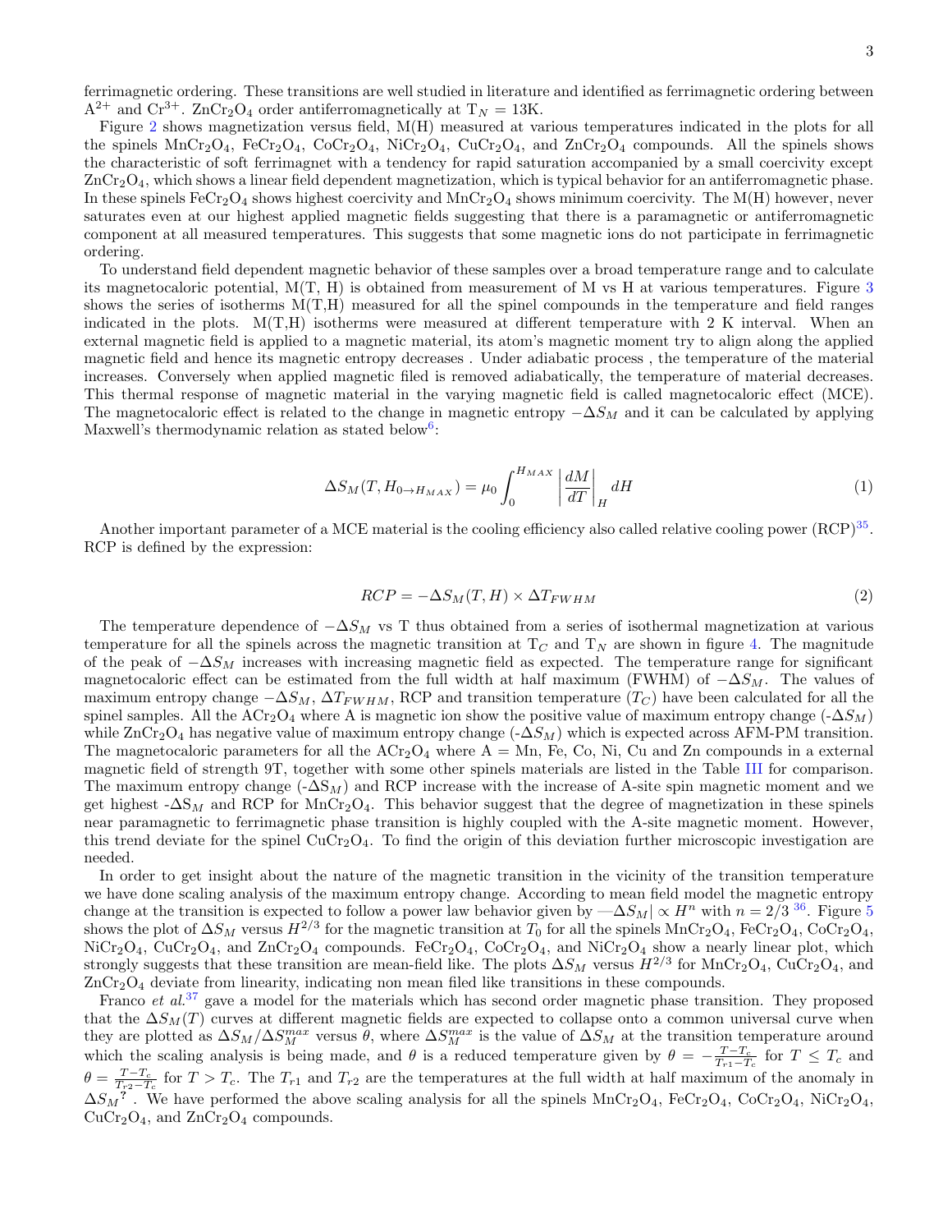ferrimagnetic ordering. These transitions are well studied in literature and identified as ferrimagnetic ordering between $A^{2+}$ and $Cr^{3+}$. $ZnCr_2O_4$ order antiferromagnetically at $T_N$ = 13K.

Figure 2 shows magnetization versus field, M(H) measured at various temperatures indicated in the plots for all the spinels $MnCr_2O_4$, $FeCr_2O_4$, $CoCr_2O_4$, $NiCr_2O_4$, $CuCr_2O_4$, and $ZnCr_2O_4$ compounds. All the spinels shows the characteristic of soft ferrimagnet with a tendency for rapid saturation accompanied by a small coercivity except $ZnCr_2O_4$, which shows a linear field dependent magnetization, which is typical behavior for an antiferromagnetic phase. In these spinels $FeCr_2O_4$ shows highest coercivity and $MnCr_2O_4$ shows minimum coercivity. The M(H) however, never saturates even at our highest applied magnetic fields suggesting that there is a paramagnetic or antiferromagnetic component at all measured temperatures. This suggests that some magnetic ions do not participate in ferrimagnetic ordering.

To understand field dependent magnetic behavior of these samples over a broad temperature range and to calculate its magnetocaloric potential, M(T, H) is obtained from measurement of M vs H at various temperatures. Figure 3 shows the series of isotherms M(T,H) measured for all the spinel compounds in the temperature and field ranges indicated in the plots. M(T,H) isotherms were measured at different temperature with 2 K interval. When an external magnetic field is applied to a magnetic material, its atom's magnetic moment try to align along the applied magnetic field and hence its magnetic entropy decreases . Under adiabatic process , the temperature of the material increases. Conversely when applied magnetic filed is removed adiabatically, the temperature of material decreases. This thermal response of magnetic material in the varying magnetic field is called magnetocaloric effect (MCE). The magnetocaloric effect is related to the change in magnetic entropy $-\Delta S_M$ and it can be calculated by applying Maxwell's thermodynamic relation as stated below[6]:

$$\Delta S_M(T, H_{0\to H_{MAX}}) = \mu_0 \int_0^{H_{MAX}} \left|\frac{dM}{dT}\right|_H dH \tag{1}$$

Another important parameter of a MCE material is the cooling efficiency also called relative cooling power (RCP)[35]. RCP is defined by the expression:

$$RCP = -\Delta S_M(T, H) \times \Delta T_{FWHM} \tag{2}$$

The temperature dependence of $-\Delta S_M$ vs T thus obtained from a series of isothermal magnetization at various temperature for all the spinels across the magnetic transition at $T_C$ and $T_N$ are shown in figure 4. The magnitude of the peak of $-\Delta S_M$ increases with increasing magnetic field as expected. The temperature range for significant magnetocaloric effect can be estimated from the full width at half maximum (FWHM) of $-\Delta S_M$. The values of maximum entropy change $-\Delta S_M$, $\Delta T_{FWHM}$, RCP and transition temperature ($T_C$) have been calculated for all the spinel samples. All the $ACr_2O_4$ where A is magnetic ion show the positive value of maximum entropy change ($-\Delta S_M$) while $ZnCr_2O_4$ has negative value of maximum entropy change ($-\Delta S_M$) which is expected across AFM-PM transition. The magnetocaloric parameters for all the $ACr_2O_4$ where A = Mn, Fe, Co, Ni, Cu and Zn compounds in a external magnetic field of strength 9T, together with some other spinels materials are listed in the Table III for comparison. The maximum entropy change ($-\Delta S_M$) and RCP increase with the increase of A-site spin magnetic moment and we get highest $-\Delta S_M$ and RCP for $MnCr_2O_4$. This behavior suggest that the degree of magnetization in these spinels near paramagnetic to ferrimagnetic phase transition is highly coupled with the A-site magnetic moment. However, this trend deviate for the spinel $CuCr_2O_4$. To find the origin of this deviation further microscopic investigation are needed.

In order to get insight about the nature of the magnetic transition in the vicinity of the transition temperature we have done scaling analysis of the maximum entropy change. According to mean field model the magnetic entropy change at the transition is expected to follow a power law behavior given by —$\Delta S_M| \propto H^n$ with $n = 2/3$ [36]. Figure 5 shows the plot of $\Delta S_M$ versus $H^{2/3}$ for the magnetic transition at $T_0$ for all the spinels $MnCr_2O_4$, $FeCr_2O_4$, $CoCr_2O_4$, $NiCr_2O_4$, $CuCr_2O_4$, and $ZnCr_2O_4$ compounds. $FeCr_2O_4$, $CoCr_2O_4$, and $NiCr_2O_4$ show a nearly linear plot, which strongly suggests that these transition are mean-field like. The plots $\Delta S_M$ versus $H^{2/3}$ for $MnCr_2O_4$, $CuCr_2O_4$, and $ZnCr_2O_4$ deviate from linearity, indicating non mean filed like transitions in these compounds.

Franco *et al.*[37] gave a model for the materials which has second order magnetic phase transition. They proposed that the $\Delta S_M(T)$ curves at different magnetic fields are expected to collapse onto a common universal curve when they are plotted as $\Delta S_M/\Delta S_M^{max}$ versus $\theta$, where $\Delta S_M^{max}$ is the value of $\Delta S_M$ at the transition temperature around which the scaling analysis is being made, and $\theta$ is a reduced temperature given by $\theta = -\frac{T-T_c}{T_{r1}-T_c}$ for $T \leq T_c$ and $\theta = \frac{T-T_c}{T_{r2}-T_c}$ for $T > T_c$. The $T_{r1}$ and $T_{r2}$ are the temperatures at the full width at half maximum of the anomaly in $\Delta S_M$[?] . We have performed the above scaling analysis for all the spinels $MnCr_2O_4$, $FeCr_2O_4$, $CoCr_2O_4$, $NiCr_2O_4$, $CuCr_2O_4$, and $ZnCr_2O_4$ compounds.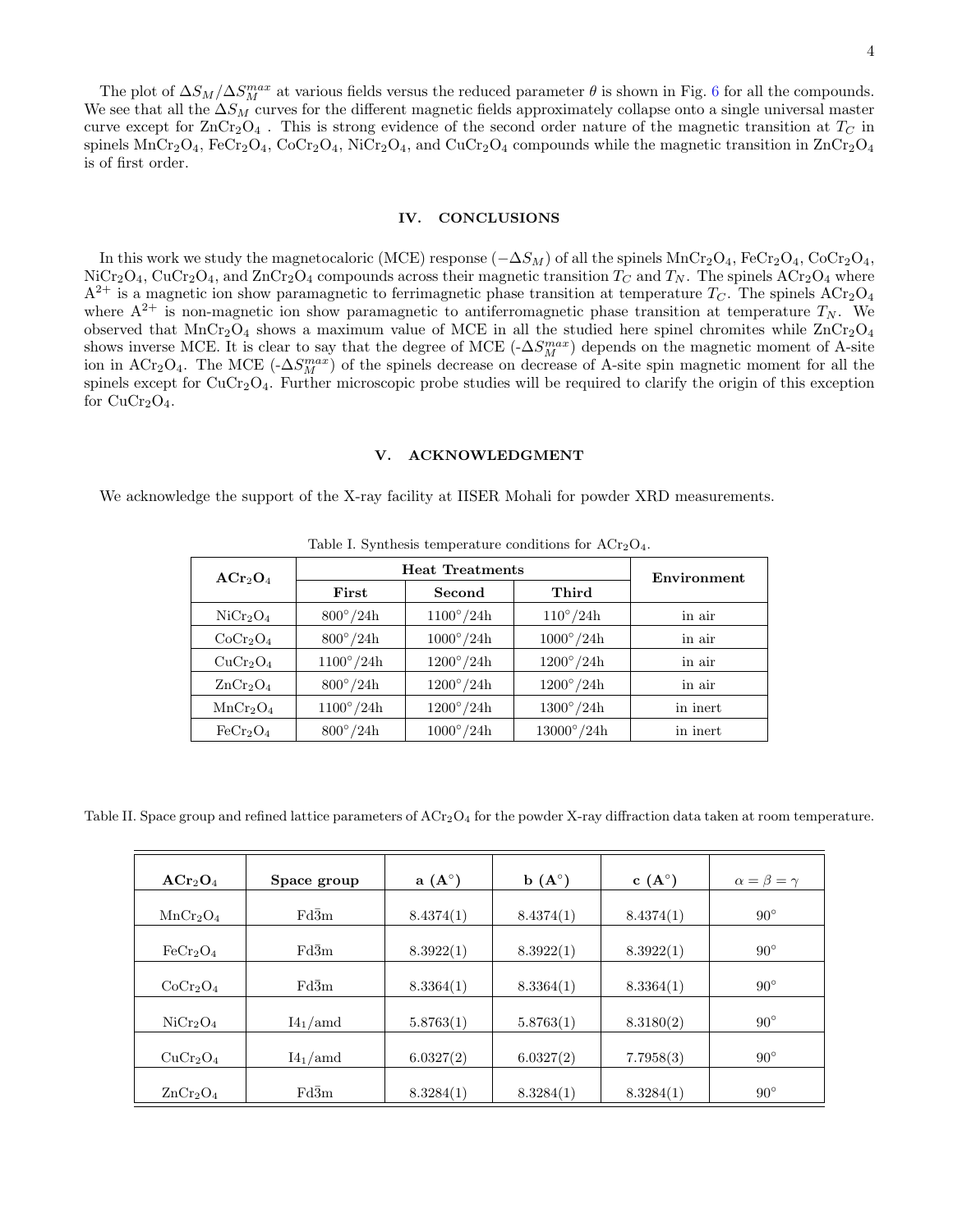The plot of $\Delta S_M/\Delta S_M^{max}$ at various fields versus the reduced parameter $\theta$ is shown in Fig. 6 for all the compounds. We see that all the $\Delta S_M$ curves for the different magnetic fields approximately collapse onto a single universal master curve except for $ZnCr_2O_4$ . This is strong evidence of the second order nature of the magnetic transition at $T_C$ in spinels $MnCr_2O_4$, $FeCr_2O_4$, $CoCr_2O_4$, $NiCr_2O_4$, and $CuCr_2O_4$ compounds while the magnetic transition in $ZnCr_2O_4$ is of first order.

## IV. CONCLUSIONS

In this work we study the magnetocaloric (MCE) response ($-\Delta S_M$) of all the spinels $MnCr_2O_4$, $FeCr_2O_4$, $CoCr_2O_4$, $NiCr_2O_4$, $CuCr_2O_4$, and $ZnCr_2O_4$ compounds across their magnetic transition $T_C$ and $T_N$. The spinels $ACr_2O_4$ where $A^{2+}$ is a magnetic ion show paramagnetic to ferrimagnetic phase transition at temperature $T_C$. The spinels $ACr_2O_4$ where $A^{2+}$ is non-magnetic ion show paramagnetic to antiferromagnetic phase transition at temperature $T_N$. We observed that $MnCr_2O_4$ shows a maximum value of MCE in all the studied here spinel chromites while $ZnCr_2O_4$ shows inverse MCE. It is clear to say that the degree of MCE ($-\Delta S_M^{max}$) depends on the magnetic moment of A-site ion in $ACr_2O_4$. The MCE ($-\Delta S_M^{max}$) of the spinels decrease on decrease of A-site spin magnetic moment for all the spinels except for $CuCr_2O_4$. Further microscopic probe studies will be required to clarify the origin of this exception for $CuCr_2O_4$.

## V. ACKNOWLEDGMENT

We acknowledge the support of the X-ray facility at IISER Mohali for powder XRD measurements.

Table I. Synthesis temperature conditions for $ACr_2O_4$.

| $ACr_2O_4$ | Heat Treatments | | | Environment |
|---|---|---|---|---|
| | First | Second | Third | |
| $NiCr_2O_4$ | 800°/24h | 1100°/24h | 110°/24h | in air |
| $CoCr_2O_4$ | 800°/24h | 1000°/24h | 1000°/24h | in air |
| $CuCr_2O_4$ | 1100°/24h | 1200°/24h | 1200°/24h | in air |
| $ZnCr_2O_4$ | 800°/24h | 1200°/24h | 1200°/24h | in air |
| $MnCr_2O_4$ | 1100°/24h | 1200°/24h | 1300°/24h | in inert |
| $FeCr_2O_4$ | 800°/24h | 1000°/24h | 13000°/24h | in inert |

Table II. Space group and refined lattice parameters of $ACr_2O_4$ for the powder X-ray diffraction data taken at room temperature.

| $ACr_2O_4$ | Space group | a (A°) | b (A°) | c (A°) | $\alpha = \beta = \gamma$ |
|---|---|---|---|---|---|
| $MnCr_2O_4$ | Fd$\bar{3}$m | 8.4374(1) | 8.4374(1) | 8.4374(1) | 90° |
| $FeCr_2O_4$ | Fd$\bar{3}$m | 8.3922(1) | 8.3922(1) | 8.3922(1) | 90° |
| $CoCr_2O_4$ | Fd$\bar{3}$m | 8.3364(1) | 8.3364(1) | 8.3364(1) | 90° |
| $NiCr_2O_4$ | $I4_1$/amd | 5.8763(1) | 5.8763(1) | 8.3180(2) | 90° |
| $CuCr_2O_4$ | $I4_1$/amd | 6.0327(2) | 6.0327(2) | 7.7958(3) | 90° |
| $ZnCr_2O_4$ | Fd$\bar{3}$m | 8.3284(1) | 8.3284(1) | 8.3284(1) | 90° |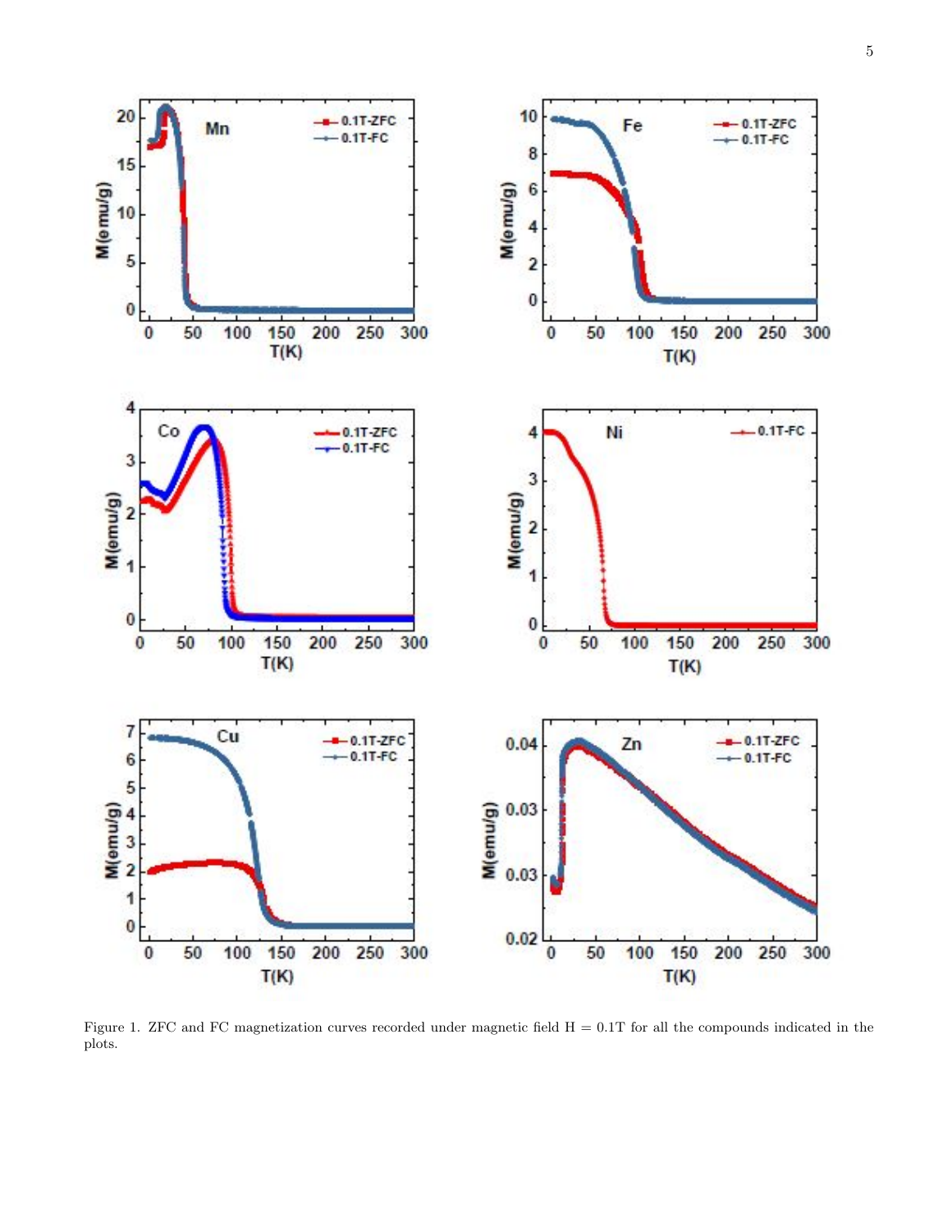Figure 1. ZFC and FC magnetization curves recorded under magnetic field H = 0.1T for all the compounds indicated in the plots.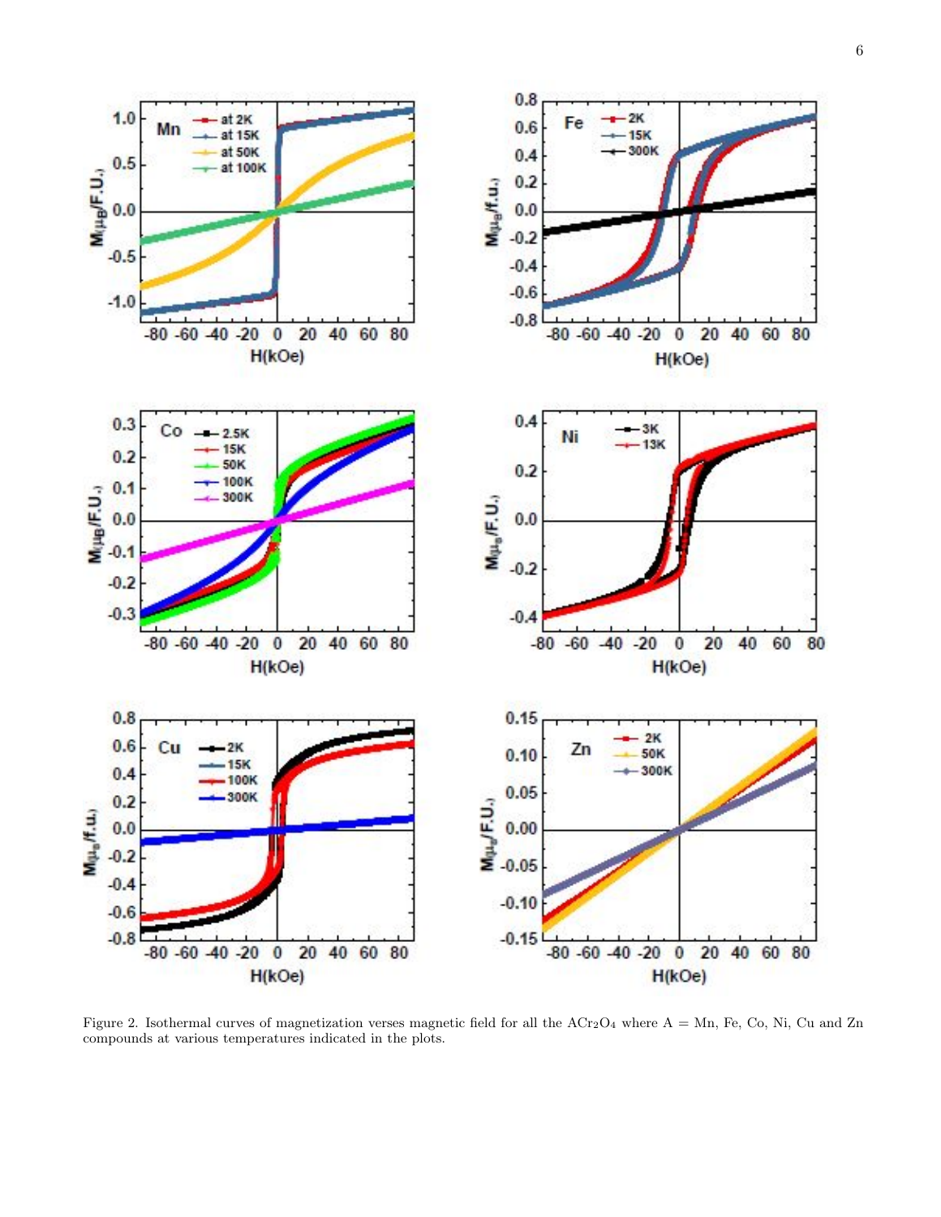Figure 2. Isothermal curves of magnetization verses magnetic field for all the $ACr_2O_4$ where A = Mn, Fe, Co, Ni, Cu and Zn compounds at various temperatures indicated in the plots.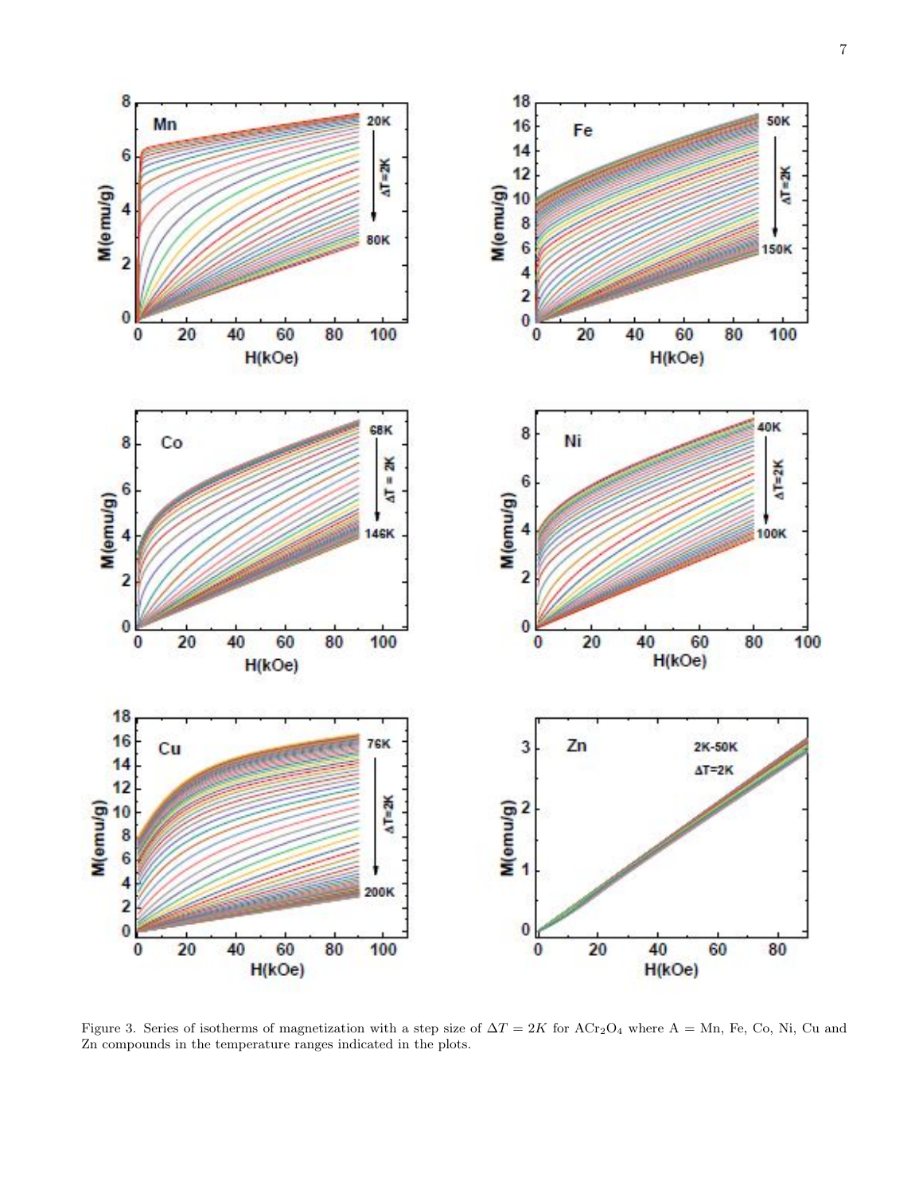Figure 3. Series of isotherms of magnetization with a step size of $\Delta T = 2K$ for $ACr_2O_4$ where A = Mn, Fe, Co, Ni, Cu and Zn compounds in the temperature ranges indicated in the plots.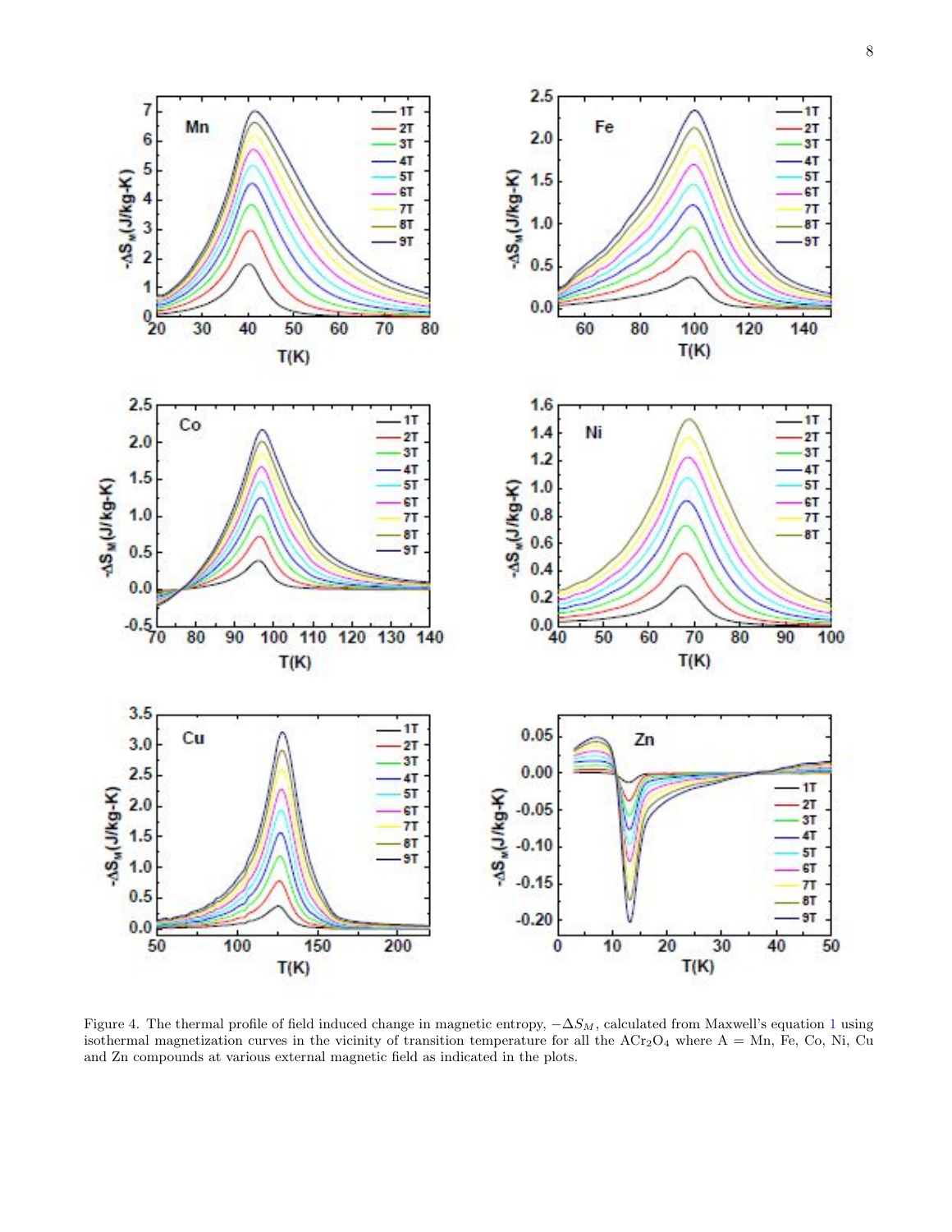Figure 4. The thermal profile of field induced change in magnetic entropy, $-\Delta S_M$, calculated from Maxwell's equation 1 using isothermal magnetization curves in the vicinity of transition temperature for all the $ACr_2O_4$ where A = Mn, Fe, Co, Ni, Cu and Zn compounds at various external magnetic field as indicated in the plots.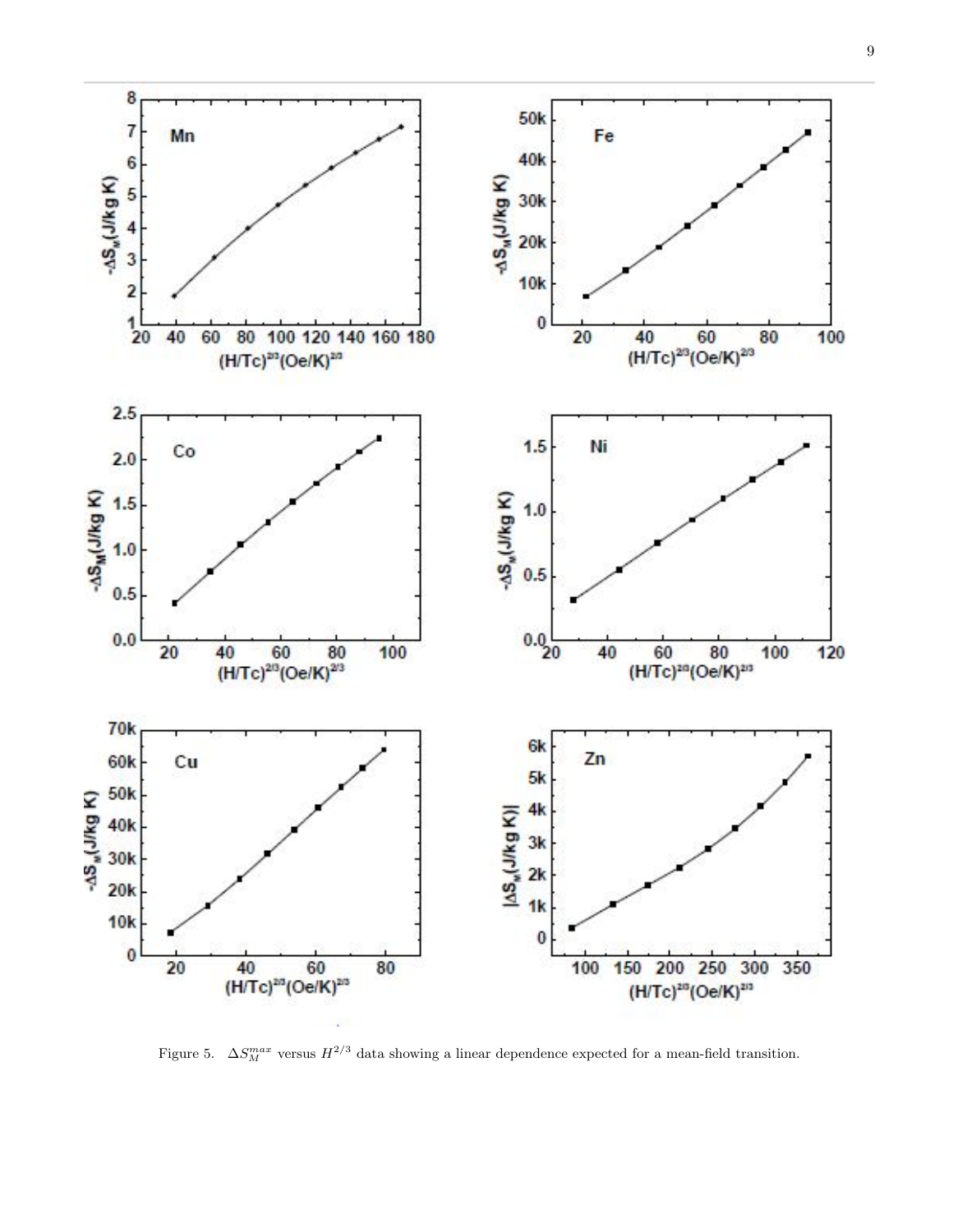Figure 5. $\Delta S_M^{max}$ versus $H^{2/3}$ data showing a linear dependence expected for a mean-field transition.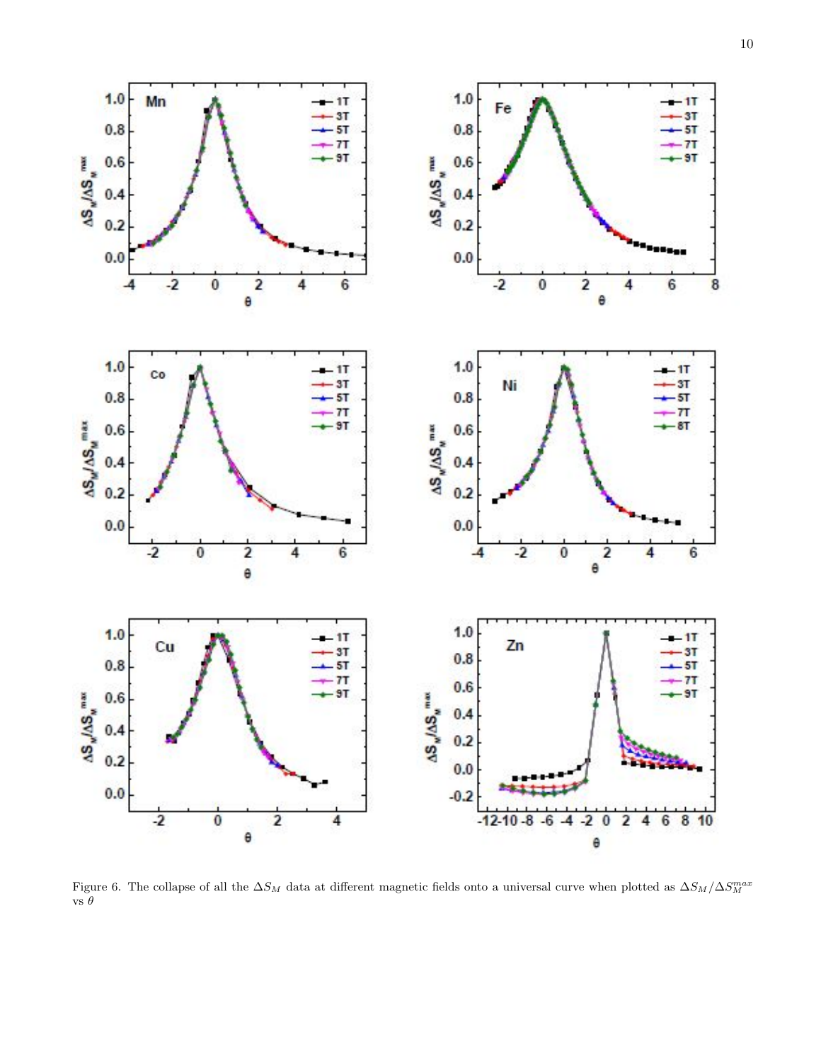Figure 6. The collapse of all the $\Delta S_M$ data at different magnetic fields onto a universal curve when plotted as $\Delta S_M/\Delta S_M^{max}$ vs $\theta$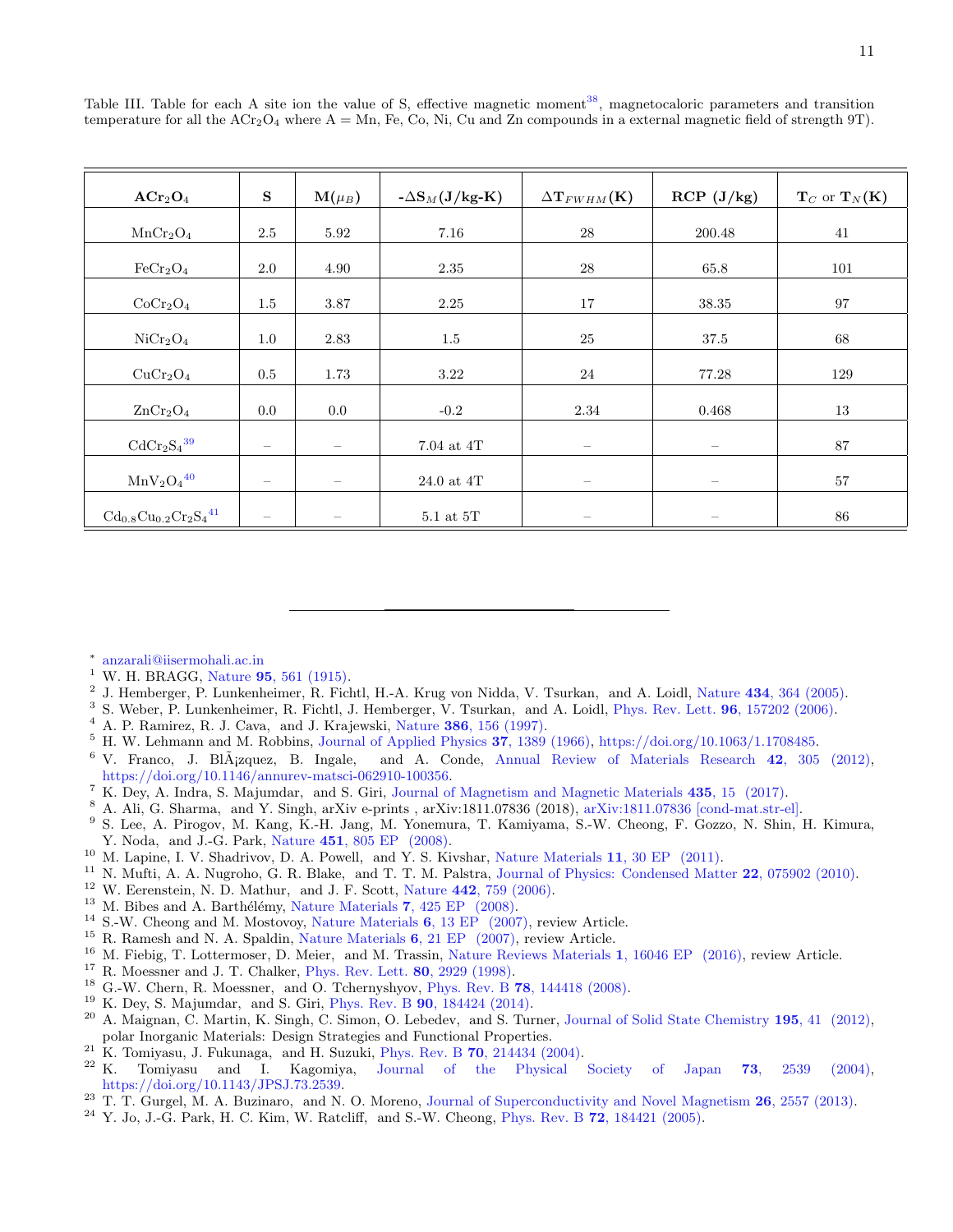Table III. Table for each A site ion the value of S, effective magnetic moment[38], magnetocaloric parameters and transition temperature for all the $ACr_2O_4$ where A = Mn, Fe, Co, Ni, Cu and Zn compounds in a external magnetic field of strength 9T).

| $\mathbf{ACr_2O_4}$ | **S** | $\mathbf{M(\mu_B)}$ | $\mathbf{-\Delta S_M}$ **(J/kg-K)** | $\mathbf{\Delta T_{FWHM}}$ **(K)** | **RCP (J/kg)** | $\mathbf{T_C}$ **or** $\mathbf{T_N}$ **(K)** |
|---|---|---|---|---|---|---|
| $MnCr_2O_4$ | 2.5 | 5.92 | 7.16 | 28 | 200.48 | 41 |
| $FeCr_2O_4$ | 2.0 | 4.90 | 2.35 | 28 | 65.8 | 101 |
| $CoCr_2O_4$ | 1.5 | 3.87 | 2.25 | 17 | 38.35 | 97 |
| $NiCr_2O_4$ | 1.0 | 2.83 | 1.5 | 25 | 37.5 | 68 |
| $CuCr_2O_4$ | 0.5 | 1.73 | 3.22 | 24 | 77.28 | 129 |
| $ZnCr_2O_4$ | 0.0 | 0.0 | -0.2 | 2.34 | 0.468 | 13 |
| $CdCr_2S_4$[39] | – | – | 7.04 at 4T | – | – | 87 |
| $MnV_2O_4$[40] | – | – | 24.0 at 4T | – | – | 57 |
| $Cd_{0.8}Cu_{0.2}Cr_2S_4$[41] | – | – | 5.1 at 5T | – | – | 86 |

---

* anzarali@iisermohali.ac.in
1. W. H. BRAGG, Nature **95**, 561 (1915).
2. J. Hemberger, P. Lunkenheimer, R. Fichtl, H.-A. Krug von Nidda, V. Tsurkan, and A. Loidl, Nature **434**, 364 (2005).
3. S. Weber, P. Lunkenheimer, R. Fichtl, J. Hemberger, V. Tsurkan, and A. Loidl, Phys. Rev. Lett. **96**, 157202 (2006).
4. A. P. Ramirez, R. J. Cava, and J. Krajewski, Nature **386**, 156 (1997).
5. H. W. Lehmann and M. Robbins, Journal of Applied Physics **37**, 1389 (1966), https://doi.org/10.1063/1.1708485.
6. V. Franco, J. BlÃ¡zquez, B. Ingale, and A. Conde, Annual Review of Materials Research **42**, 305 (2012), https://doi.org/10.1146/annurev-matsci-062910-100356.
7. K. Dey, A. Indra, S. Majumdar, and S. Giri, Journal of Magnetism and Magnetic Materials **435**, 15 (2017).
8. A. Ali, G. Sharma, and Y. Singh, arXiv e-prints , arXiv:1811.07836 (2018), arXiv:1811.07836 [cond-mat.str-el].
9. S. Lee, A. Pirogov, M. Kang, K.-H. Jang, M. Yonemura, T. Kamiyama, S.-W. Cheong, F. Gozzo, N. Shin, H. Kimura, Y. Noda, and J.-G. Park, Nature **451**, 805 EP (2008).
10. M. Lapine, I. V. Shadrivov, D. A. Powell, and Y. S. Kivshar, Nature Materials **11**, 30 EP (2011).
11. N. Mufti, A. A. Nugroho, G. R. Blake, and T. T. M. Palstra, Journal of Physics: Condensed Matter **22**, 075902 (2010).
12. W. Eerenstein, N. D. Mathur, and J. F. Scott, Nature **442**, 759 (2006).
13. M. Bibes and A. Barthélémy, Nature Materials **7**, 425 EP (2008).
14. S.-W. Cheong and M. Mostovoy, Nature Materials **6**, 13 EP (2007), review Article.
15. R. Ramesh and N. A. Spaldin, Nature Materials **6**, 21 EP (2007), review Article.
16. M. Fiebig, T. Lottermoser, D. Meier, and M. Trassin, Nature Reviews Materials **1**, 16046 EP (2016), review Article.
17. R. Moessner and J. T. Chalker, Phys. Rev. Lett. **80**, 2929 (1998).
18. G.-W. Chern, R. Moessner, and O. Tchernyshyov, Phys. Rev. B **78**, 144418 (2008).
19. K. Dey, S. Majumdar, and S. Giri, Phys. Rev. B **90**, 184424 (2014).
20. A. Maignan, C. Martin, K. Singh, C. Simon, O. Lebedev, and S. Turner, Journal of Solid State Chemistry **195**, 41 (2012), polar Inorganic Materials: Design Strategies and Functional Properties.
21. K. Tomiyasu, J. Fukunaga, and H. Suzuki, Phys. Rev. B **70**, 214434 (2004).
22. K. Tomiyasu and I. Kagomiya, Journal of the Physical Society of Japan **73**, 2539 (2004), https://doi.org/10.1143/JPSJ.73.2539.
23. T. T. Gurgel, M. A. Buzinaro, and N. O. Moreno, Journal of Superconductivity and Novel Magnetism **26**, 2557 (2013).
24. Y. Jo, J.-G. Park, H. C. Kim, W. Ratcliff, and S.-W. Cheong, Phys. Rev. B **72**, 184421 (2005).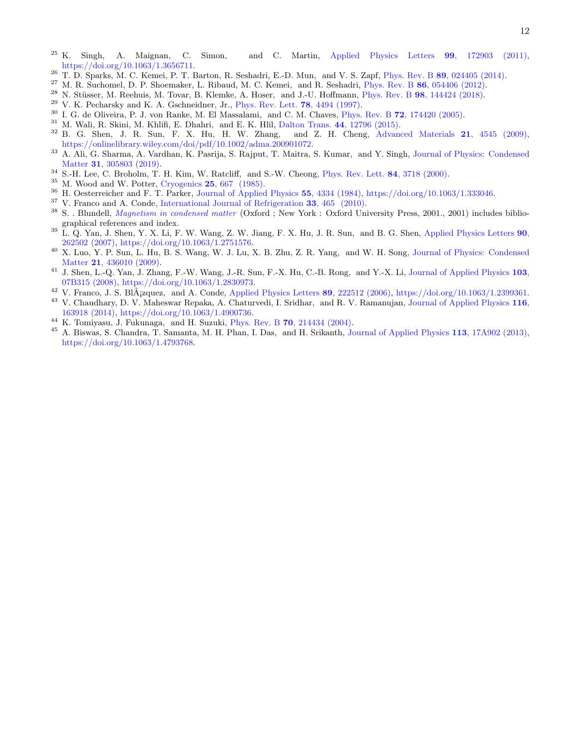[25] K. Singh, A. Maignan, C. Simon, and C. Martin, Applied Physics Letters **99**, 172903 (2011), https://doi.org/10.1063/1.3656711.

[26] T. D. Sparks, M. C. Kemei, P. T. Barton, R. Seshadri, E.-D. Mun, and V. S. Zapf, Phys. Rev. B **89**, 024405 (2014).

[27] M. R. Suchomel, D. P. Shoemaker, L. Ribaud, M. C. Kemei, and R. Seshadri, Phys. Rev. B **86**, 054406 (2012).

[28] N. Stüsser, M. Reehuis, M. Tovar, B. Klemke, A. Hoser, and J.-U. Hoffmann, Phys. Rev. B **98**, 144424 (2018).

[29] V. K. Pecharsky and K. A. Gschneidner, Jr., Phys. Rev. Lett. **78**, 4494 (1997).

[30] I. G. de Oliveira, P. J. von Ranke, M. El Massalami, and C. M. Chaves, Phys. Rev. B **72**, 174420 (2005).

[31] M. Wali, R. Skini, M. Khlifi, E. Dhahri, and E. K. Hlil, Dalton Trans. **44**, 12796 (2015).

[32] B. G. Shen, J. R. Sun, F. X. Hu, H. W. Zhang, and Z. H. Cheng, Advanced Materials **21**, 4545 (2009), https://onlinelibrary.wiley.com/doi/pdf/10.1002/adma.200901072.

[33] A. Ali, G. Sharma, A. Vardhan, K. Pasrija, S. Rajput, T. Maitra, S. Kumar, and Y. Singh, Journal of Physics: Condensed Matter **31**, 305803 (2019).

[34] S.-H. Lee, C. Broholm, T. H. Kim, W. Ratcliff, and S.-W. Cheong, Phys. Rev. Lett. **84**, 3718 (2000).

[35] M. Wood and W. Potter, Cryogenics **25**, 667 (1985).

[36] H. Oesterreicher and F. T. Parker, Journal of Applied Physics **55**, 4334 (1984), https://doi.org/10.1063/1.333046.

[37] V. Franco and A. Conde, International Journal of Refrigeration **33**, 465 (2010).

[38] S. . Blundell, *Magnetism in condensed matter* (Oxford ; New York : Oxford University Press, 2001., 2001) includes bibliographical references and index.

[39] L. Q. Yan, J. Shen, Y. X. Li, F. W. Wang, Z. W. Jiang, F. X. Hu, J. R. Sun, and B. G. Shen, Applied Physics Letters **90**, 262502 (2007), https://doi.org/10.1063/1.2751576.

[40] X. Luo, Y. P. Sun, L. Hu, B. S. Wang, W. J. Lu, X. B. Zhu, Z. R. Yang, and W. H. Song, Journal of Physics: Condensed Matter **21**, 436010 (2009).

[41] J. Shen, L.-Q. Yan, J. Zhang, F.-W. Wang, J.-R. Sun, F.-X. Hu, C.-B. Rong, and Y.-X. Li, Journal of Applied Physics **103**, 07B315 (2008), https://doi.org/10.1063/1.2830973.

[42] V. Franco, J. S. BlÃ¡zquez, and A. Conde, Applied Physics Letters **89**, 222512 (2006), https://doi.org/10.1063/1.2399361.

[43] V. Chaudhary, D. V. Maheswar Repaka, A. Chaturvedi, I. Sridhar, and R. V. Ramanujan, Journal of Applied Physics **116**, 163918 (2014), https://doi.org/10.1063/1.4900736.

[44] K. Tomiyasu, J. Fukunaga, and H. Suzuki, Phys. Rev. B **70**, 214434 (2004).

[45] A. Biswas, S. Chandra, T. Samanta, M. H. Phan, I. Das, and H. Srikanth, Journal of Applied Physics **113**, 17A902 (2013), https://doi.org/10.1063/1.4793768.